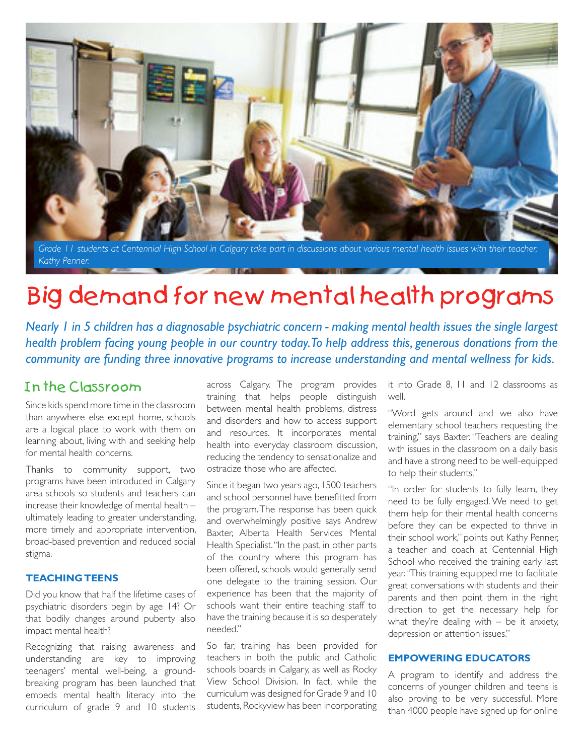Grade 11 students at Centennial High School in Calgary take part in discussions about various mental health issues with their teacher, Kathy Penner.

# Big demand for new mental health programs

*Nearly 1 in 5 children has a diagnosable psychiatric concern - making mental health issues the single largest health problem facing young people in our country today. To help address this, generous donations from the community are funding three innovative programs to increase understanding and mental wellness for kids.*

## In the Classroom

Since kids spend more time in the classroom than anywhere else except home, schools are a logical place to work with them on learning about, living with and seeking help for mental health concerns.

Thanks to community support, two programs have been introduced in Calgary area schools so students and teachers can increase their knowledge of mental health – ultimately leading to greater understanding, more timely and appropriate intervention, broad-based prevention and reduced social stigma.

### TEACHING TEENS

Did you know that half the lifetime cases of psychiatric disorders begin by age 14? Or that bodily changes around puberty also impact mental health?

Recognizing that raising awareness and understanding are key to improving teenagers' mental well-being, a ground-breaking program has been launched that embeds mental health literacy into the curriculum of grade 9 and 10 students across Calgary. The program provides training that helps people distinguish between mental health problems, distress and disorders and how to access support and resources. It incorporates mental health into everyday classroom discussion, reducing the tendency to sensationalize and ostracize those who are affected.

Since it began two years ago, 1500 teachers and school personnel have benefitted from the program. The response has been quick and overwhelmingly positive says Andrew Baxter, Alberta Health Services Mental Health Specialist. "In the past, in other parts of the country where this program has been offered, schools would generally send one delegate to the training session. Our experience has been that the majority of schools want their entire teaching staff to have the training because it is so desperately needed."

So far, training has been provided for teachers in both the public and Catholic schools boards in Calgary, as well as Rocky View School Division. In fact, while the curriculum was designed for Grade 9 and 10 students, Rockyview has been incorporating it into Grade 8, 11 and 12 classrooms as well.

"Word gets around and we also have elementary school teachers requesting the training," says Baxter. "Teachers are dealing with issues in the classroom on a daily basis and have a strong need to be well-equipped to help their students."

"In order for students to fully learn, they need to be fully engaged. We need to get them help for their mental health concerns before they can be expected to thrive in their school work," points out Kathy Penner, a teacher and coach at Centennial High School who received the training early last year. "This training equipped me to facilitate great conversations with students and their parents and then point them in the right direction to get the necessary help for what they're dealing with – be it anxiety, depression or attention issues."

### EMPOWERING EDUCATORS

A program to identify and address the concerns of younger children and teens is also proving to be very successful. More than 4000 people have signed up for online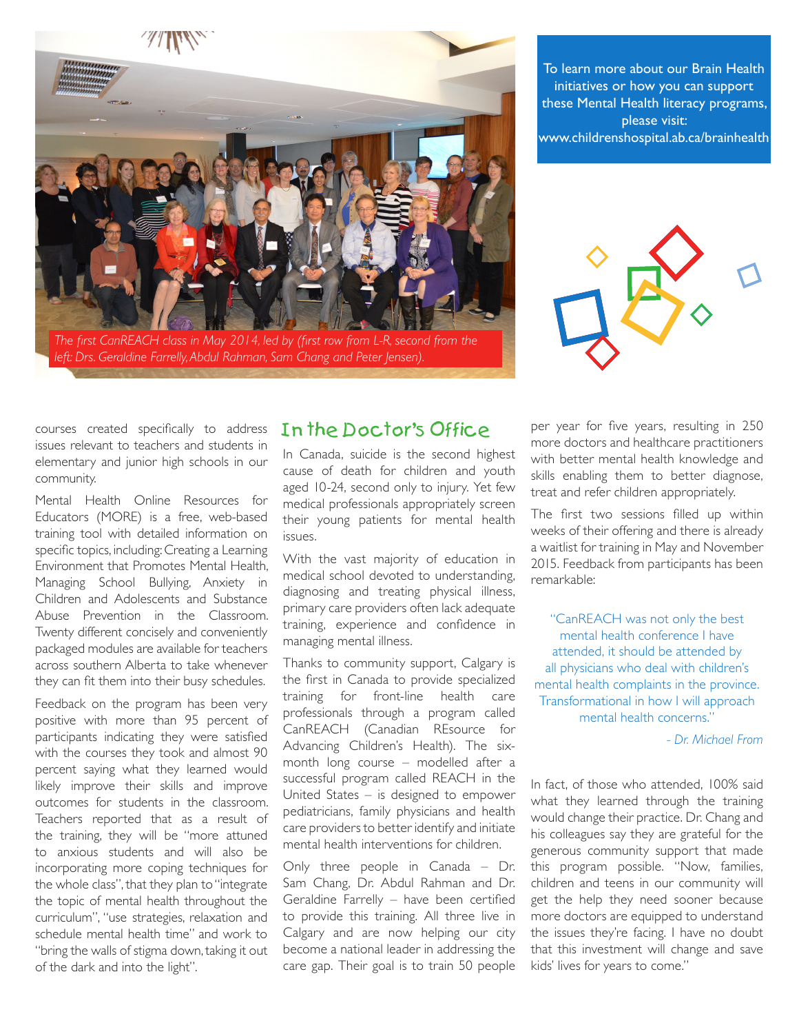*The first CanREACH class in May 2014, led by (first row from L-R, second from the left: Drs. Geraldine Farrelly, Abdul Rahman, Sam Chang and Peter Jensen).*

To learn more about our Brain Health initiatives or how you can support these Mental Health literacy programs, please visit: www.childrenshospital.ab.ca/brainhealth

courses created specifically to address issues relevant to teachers and students in elementary and junior high schools in our community.

Mental Health Online Resources for Educators (MORE) is a free, web-based training tool with detailed information on specific topics, including: Creating a Learning Environment that Promotes Mental Health, Managing School Bullying, Anxiety in Children and Adolescents and Substance Abuse Prevention in the Classroom. Twenty different concisely and conveniently packaged modules are available for teachers across southern Alberta to take whenever they can fit them into their busy schedules.

Feedback on the program has been very positive with more than 95 percent of participants indicating they were satisfied with the courses they took and almost 90 percent saying what they learned would likely improve their skills and improve outcomes for students in the classroom. Teachers reported that as a result of the training, they will be "more attuned to anxious students and will also be incorporating more coping techniques for the whole class", that they plan to "integrate the topic of mental health throughout the curriculum", "use strategies, relaxation and schedule mental health time" and work to "bring the walls of stigma down, taking it out of the dark and into the light".

## In the Doctor's Office

In Canada, suicide is the second highest cause of death for children and youth aged 10-24, second only to injury. Yet few medical professionals appropriately screen their young patients for mental health issues.

With the vast majority of education in medical school devoted to understanding, diagnosing and treating physical illness, primary care providers often lack adequate training, experience and confidence in managing mental illness.

Thanks to community support, Calgary is the first in Canada to provide specialized training for front-line health care professionals through a program called CanREACH (Canadian REsource for Advancing Children's Health). The six-month long course – modelled after a successful program called REACH in the United States – is designed to empower pediatricians, family physicians and health care providers to better identify and initiate mental health interventions for children.

Only three people in Canada – Dr. Sam Chang, Dr. Abdul Rahman and Dr. Geraldine Farrelly – have been certified to provide this training. All three live in Calgary and are now helping our city become a national leader in addressing the care gap. Their goal is to train 50 people per year for five years, resulting in 250 more doctors and healthcare practitioners with better mental health knowledge and skills enabling them to better diagnose, treat and refer children appropriately.

The first two sessions filled up within weeks of their offering and there is already a waitlist for training in May and November 2015. Feedback from participants has been remarkable:

> "CanREACH was not only the best mental health conference I have attended, it should be attended by all physicians who deal with children's mental health complaints in the province. Transformational in how I will approach mental health concerns."
>
> *- Dr. Michael From*

In fact, of those who attended, 100% said what they learned through the training would change their practice. Dr. Chang and his colleagues say they are grateful for the generous community support that made this program possible. "Now, families, children and teens in our community will get the help they need sooner because more doctors are equipped to understand the issues they're facing. I have no doubt that this investment will change and save kids' lives for years to come."